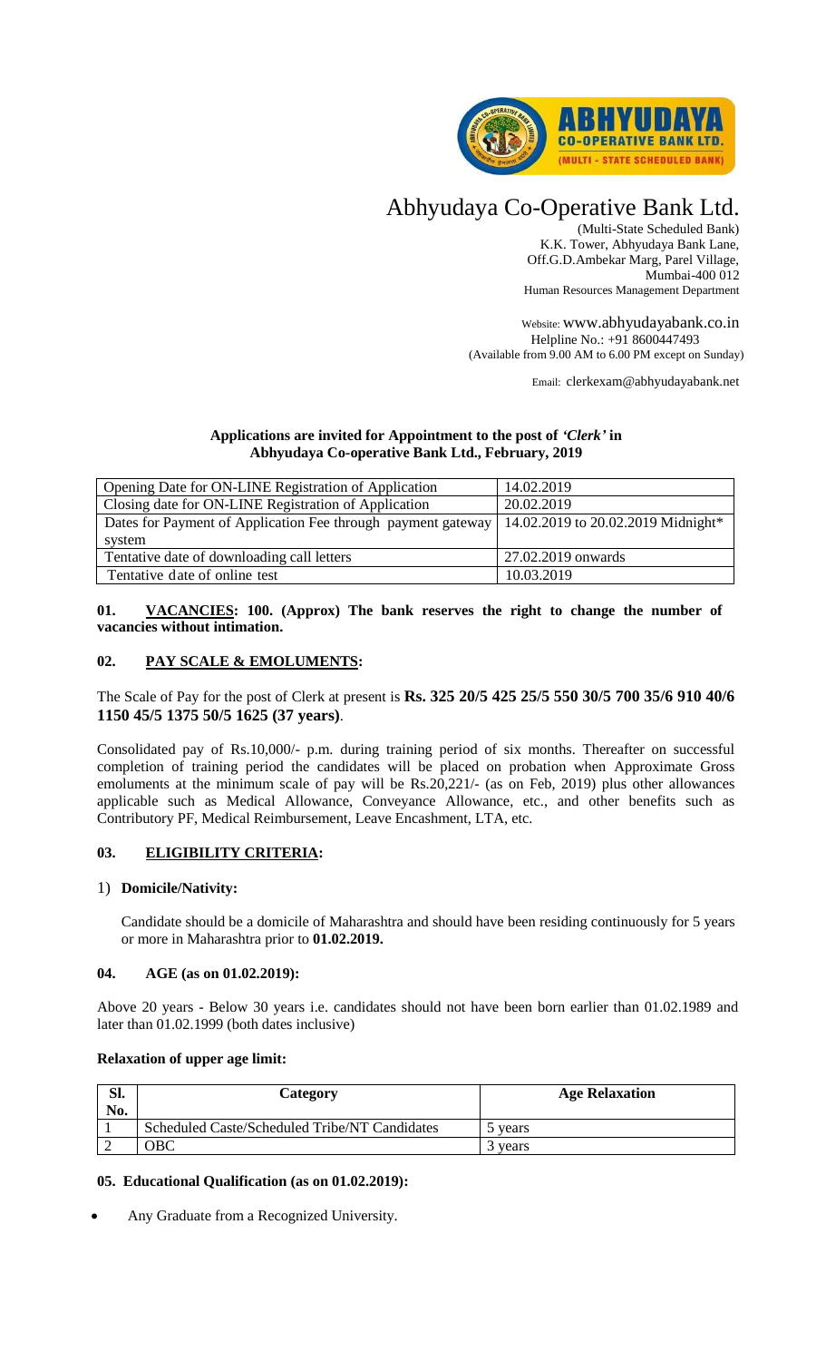# Abhyudaya Co-Operative Bank Ltd.

(Multi-State Scheduled Bank)
K.K. Tower, Abhyudaya Bank Lane,
Off.G.D.Ambekar Marg, Parel Village,
Mumbai-400 012
Human Resources Management Department

Website: www.abhyudayabank.co.in
Helpline No.: +91 8600447493
(Available from 9.00 AM to 6.00 PM except on Sunday)

Email: clerkexam@abhyudayabank.net

**Applications are invited for Appointment to the post of *'Clerk'* in Abhyudaya Co-operative Bank Ltd., February, 2019**

| Opening Date for ON-LINE Registration of Application | 14.02.2019 |
|---|---|
| Closing date for ON-LINE Registration of Application | 20.02.2019 |
| Dates for Payment of Application Fee through payment gateway system | 14.02.2019 to 20.02.2019 Midnight* |
| Tentative date of downloading call letters | 27.02.2019 onwards |
| Tentative date of online test | 10.03.2019 |

**01. <u>VACANCIES</u>: 100. (Approx) The bank reserves the right to change the number of vacancies without intimation.**

## 02. <u>PAY SCALE & EMOLUMENTS</u>:

The Scale of Pay for the post of Clerk at present is **Rs. 325 20/5 425 25/5 550 30/5 700 35/6 910 40/6 1150 45/5 1375 50/5 1625 (37 years)**.

Consolidated pay of Rs.10,000/- p.m. during training period of six months. Thereafter on successful completion of training period the candidates will be placed on probation when Approximate Gross emoluments at the minimum scale of pay will be Rs.20,221/- (as on Feb, 2019) plus other allowances applicable such as Medical Allowance, Conveyance Allowance, etc., and other benefits such as Contributory PF, Medical Reimbursement, Leave Encashment, LTA, etc.

## 03. <u>ELIGIBILITY CRITERIA</u>:

1) **Domicile/Nativity:**

Candidate should be a domicile of Maharashtra and should have been residing continuously for 5 years or more in Maharashtra prior to **01.02.2019.**

## 04. AGE (as on 01.02.2019):

Above 20 years - Below 30 years i.e. candidates should not have been born earlier than 01.02.1989 and later than 01.02.1999 (both dates inclusive)

**Relaxation of upper age limit:**

| Sl. No. | Category | Age Relaxation |
|---|---|---|
| 1 | Scheduled Caste/Scheduled Tribe/NT Candidates | 5 years |
| 2 | OBC | 3 years |

### 05. Educational Qualification (as on 01.02.2019):

- Any Graduate from a Recognized University.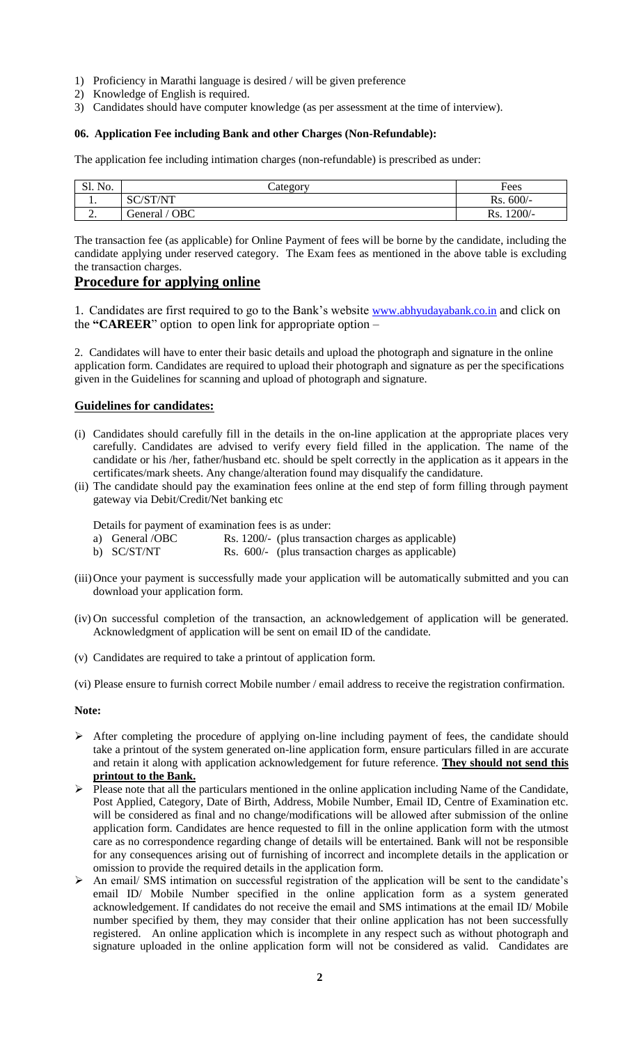1) Proficiency in Marathi language is desired / will be given preference
2) Knowledge of English is required.
3) Candidates should have computer knowledge (as per assessment at the time of interview).

#### 06. Application Fee including Bank and other Charges (Non-Refundable):

The application fee including intimation charges (non-refundable) is prescribed as under:

| Sl. No. | Category | Fees |
|---|---|---|
| 1. | SC/ST/NT | Rs. 600/- |
| 2. | General / OBC | Rs. 1200/- |

The transaction fee (as applicable) for Online Payment of fees will be borne by the candidate, including the candidate applying under reserved category. The Exam fees as mentioned in the above table is excluding the transaction charges.

## Procedure for applying online

1. Candidates are first required to go to the Bank's website www.abhyudayabank.co.in and click on the **"CAREER"** option to open link for appropriate option –

2. Candidates will have to enter their basic details and upload the photograph and signature in the online application form. Candidates are required to upload their photograph and signature as per the specifications given in the Guidelines for scanning and upload of photograph and signature.

### Guidelines for candidates:

(i) Candidates should carefully fill in the details in the on-line application at the appropriate places very carefully. Candidates are advised to verify every field filled in the application. The name of the candidate or his /her, father/husband etc. should be spelt correctly in the application as it appears in the certificates/mark sheets. Any change/alteration found may disqualify the candidature.

(ii) The candidate should pay the examination fees online at the end step of form filling through payment gateway via Debit/Credit/Net banking etc

Details for payment of examination fees is as under:

a) General /OBC Rs. 1200/- (plus transaction charges as applicable)
b) SC/ST/NT Rs. 600/- (plus transaction charges as applicable)

(iii) Once your payment is successfully made your application will be automatically submitted and you can download your application form.

(iv) On successful completion of the transaction, an acknowledgement of application will be generated. Acknowledgment of application will be sent on email ID of the candidate.

(v) Candidates are required to take a printout of application form.

(vi) Please ensure to furnish correct Mobile number / email address to receive the registration confirmation.

**Note:**

- After completing the procedure of applying on-line including payment of fees, the candidate should take a printout of the system generated on-line application form, ensure particulars filled in are accurate and retain it along with application acknowledgement for future reference. **They should not send this printout to the Bank.**
- Please note that all the particulars mentioned in the online application including Name of the Candidate, Post Applied, Category, Date of Birth, Address, Mobile Number, Email ID, Centre of Examination etc. will be considered as final and no change/modifications will be allowed after submission of the online application form. Candidates are hence requested to fill in the online application form with the utmost care as no correspondence regarding change of details will be entertained. Bank will not be responsible for any consequences arising out of furnishing of incorrect and incomplete details in the application or omission to provide the required details in the application form.
- An email/ SMS intimation on successful registration of the application will be sent to the candidate's email ID/ Mobile Number specified in the online application form as a system generated acknowledgement. If candidates do not receive the email and SMS intimations at the email ID/ Mobile number specified by them, they may consider that their online application has not been successfully registered. An online application which is incomplete in any respect such as without photograph and signature uploaded in the online application form will not be considered as valid. Candidates are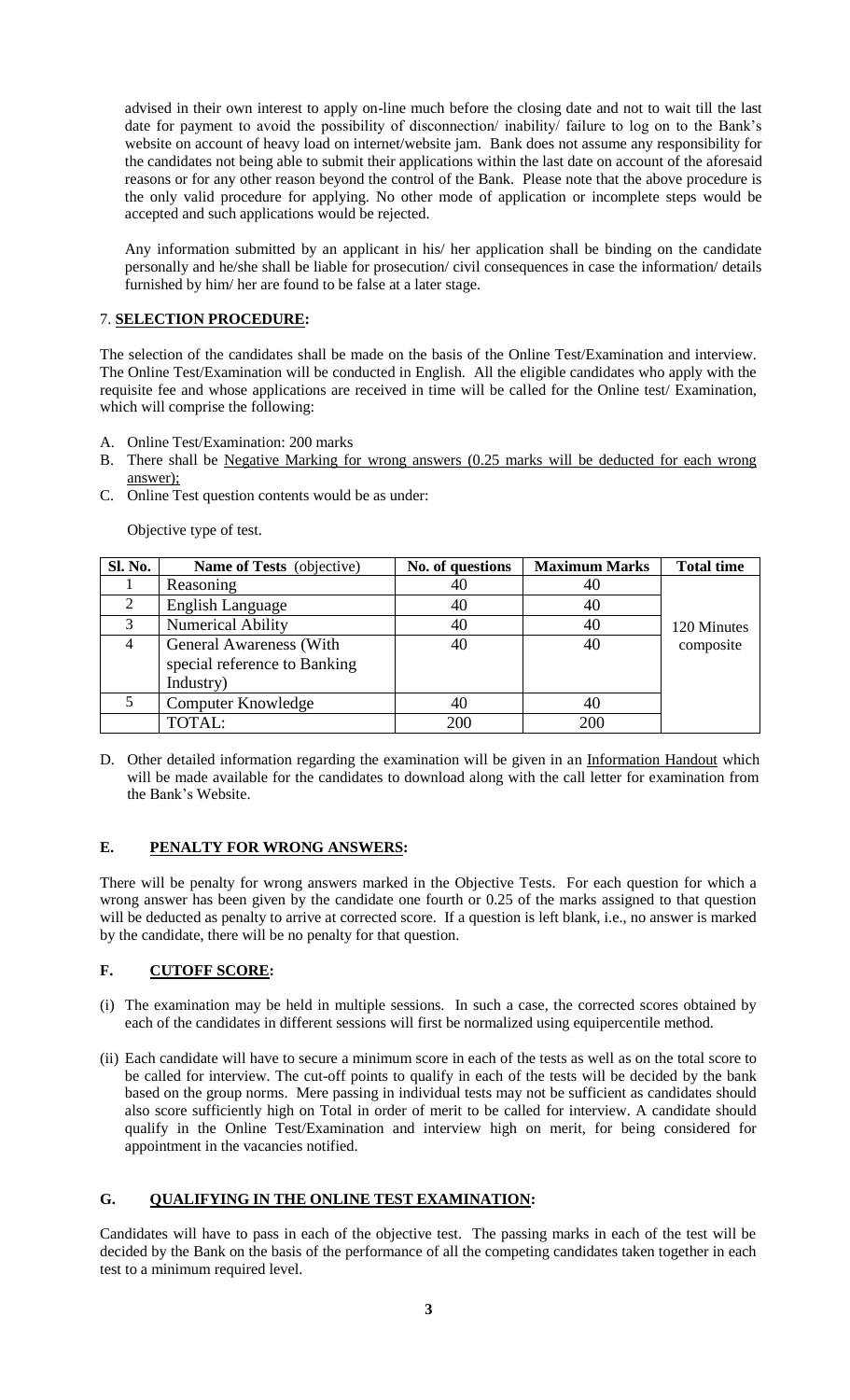advised in their own interest to apply on-line much before the closing date and not to wait till the last date for payment to avoid the possibility of disconnection/ inability/ failure to log on to the Bank's website on account of heavy load on internet/website jam. Bank does not assume any responsibility for the candidates not being able to submit their applications within the last date on account of the aforesaid reasons or for any other reason beyond the control of the Bank. Please note that the above procedure is the only valid procedure for applying. No other mode of application or incomplete steps would be accepted and such applications would be rejected.

Any information submitted by an applicant in his/ her application shall be binding on the candidate personally and he/she shall be liable for prosecution/ civil consequences in case the information/ details furnished by him/ her are found to be false at a later stage.

## 7. SELECTION PROCEDURE:

The selection of the candidates shall be made on the basis of the Online Test/Examination and interview. The Online Test/Examination will be conducted in English. All the eligible candidates who apply with the requisite fee and whose applications are received in time will be called for the Online test/ Examination, which will comprise the following:

A. Online Test/Examination: 200 marks
B. There shall be Negative Marking for wrong answers (0.25 marks will be deducted for each wrong answer);
C. Online Test question contents would be as under:

Objective type of test.

| Sl. No. | Name of Tests (objective) | No. of questions | Maximum Marks | Total time |
|---|---|---|---|---|
| 1 | Reasoning | 40 | 40 | 120 Minutes composite |
| 2 | English Language | 40 | 40 | |
| 3 | Numerical Ability | 40 | 40 | |
| 4 | General Awareness (With special reference to Banking Industry) | 40 | 40 | |
| 5 | Computer Knowledge | 40 | 40 | |
| | TOTAL: | 200 | 200 | |

D. Other detailed information regarding the examination will be given in an Information Handout which will be made available for the candidates to download along with the call letter for examination from the Bank's Website.

### E. PENALTY FOR WRONG ANSWERS:

There will be penalty for wrong answers marked in the Objective Tests. For each question for which a wrong answer has been given by the candidate one fourth or 0.25 of the marks assigned to that question will be deducted as penalty to arrive at corrected score. If a question is left blank, i.e., no answer is marked by the candidate, there will be no penalty for that question.

### F. CUTOFF SCORE:

(i) The examination may be held in multiple sessions. In such a case, the corrected scores obtained by each of the candidates in different sessions will first be normalized using equipercentile method.

(ii) Each candidate will have to secure a minimum score in each of the tests as well as on the total score to be called for interview. The cut-off points to qualify in each of the tests will be decided by the bank based on the group norms. Mere passing in individual tests may not be sufficient as candidates should also score sufficiently high on Total in order of merit to be called for interview. A candidate should qualify in the Online Test/Examination and interview high on merit, for being considered for appointment in the vacancies notified.

### G. QUALIFYING IN THE ONLINE TEST EXAMINATION:

Candidates will have to pass in each of the objective test. The passing marks in each of the test will be decided by the Bank on the basis of the performance of all the competing candidates taken together in each test to a minimum required level.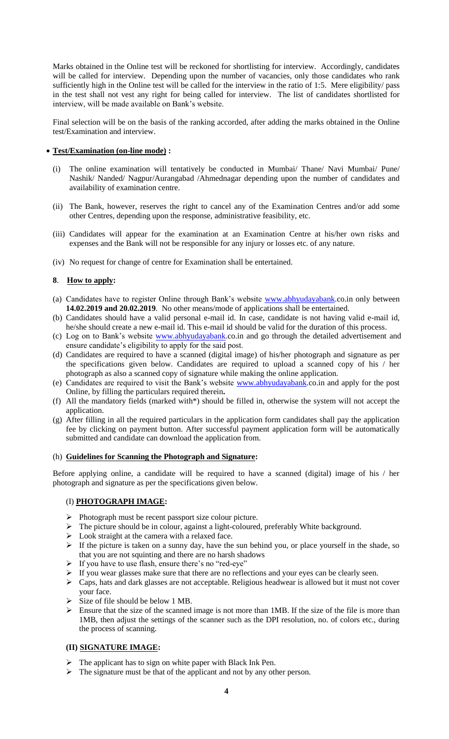Marks obtained in the Online test will be reckoned for shortlisting for interview. Accordingly, candidates will be called for interview. Depending upon the number of vacancies, only those candidates who rank sufficiently high in the Online test will be called for the interview in the ratio of 1:5. Mere eligibility/ pass in the test shall not vest any right for being called for interview. The list of candidates shortlisted for interview, will be made available on Bank's website.

Final selection will be on the basis of the ranking accorded, after adding the marks obtained in the Online test/Examination and interview.

- **Test/Examination (on-line mode) :**

(i) The online examination will tentatively be conducted in Mumbai/ Thane/ Navi Mumbai/ Pune/ Nashik/ Nanded/ Nagpur/Aurangabad /Ahmednagar depending upon the number of candidates and availability of examination centre.

(ii) The Bank, however, reserves the right to cancel any of the Examination Centres and/or add some other Centres, depending upon the response, administrative feasibility, etc.

(iii) Candidates will appear for the examination at an Examination Centre at his/her own risks and expenses and the Bank will not be responsible for any injury or losses etc. of any nature.

(iv) No request for change of centre for Examination shall be entertained.

## 8. How to apply:

(a) Candidates have to register Online through Bank's website www.abhyudayabank.co.in only between **14.02.2019 and 20.02.2019**. No other means/mode of applications shall be entertained.

(b) Candidates should have a valid personal e-mail id. In case, candidate is not having valid e-mail id, he/she should create a new e-mail id. This e-mail id should be valid for the duration of this process.

(c) Log on to Bank's website www.abhyudayabank.co.in and go through the detailed advertisement and ensure candidate's eligibility to apply for the said post.

(d) Candidates are required to have a scanned (digital image) of his/her photograph and signature as per the specifications given below. Candidates are required to upload a scanned copy of his / her photograph as also a scanned copy of signature while making the online application.

(e) Candidates are required to visit the Bank's website www.abhyudayabank.co.in and apply for the post Online, by filling the particulars required therein**.**

(f) All the mandatory fields (marked with*) should be filled in, otherwise the system will not accept the application.

(g) After filling in all the required particulars in the application form candidates shall pay the application fee by clicking on payment button. After successful payment application form will be automatically submitted and candidate can download the application from.

(h) **Guidelines for Scanning the Photograph and Signature:**

Before applying online, a candidate will be required to have a scanned (digital) image of his / her photograph and signature as per the specifications given below.

### (I) PHOTOGRAPH IMAGE:

- Photograph must be recent passport size colour picture.
- The picture should be in colour, against a light-coloured, preferably White background.
- Look straight at the camera with a relaxed face.
- If the picture is taken on a sunny day, have the sun behind you, or place yourself in the shade, so that you are not squinting and there are no harsh shadows
- If you have to use flash, ensure there's no "red-eye"
- If you wear glasses make sure that there are no reflections and your eyes can be clearly seen.
- Caps, hats and dark glasses are not acceptable. Religious headwear is allowed but it must not cover your face.
- Size of file should be below 1 MB.
- Ensure that the size of the scanned image is not more than 1MB. If the size of the file is more than 1MB, then adjust the settings of the scanner such as the DPI resolution, no. of colors etc., during the process of scanning.

### (II) SIGNATURE IMAGE:

- The applicant has to sign on white paper with Black Ink Pen.
- The signature must be that of the applicant and not by any other person.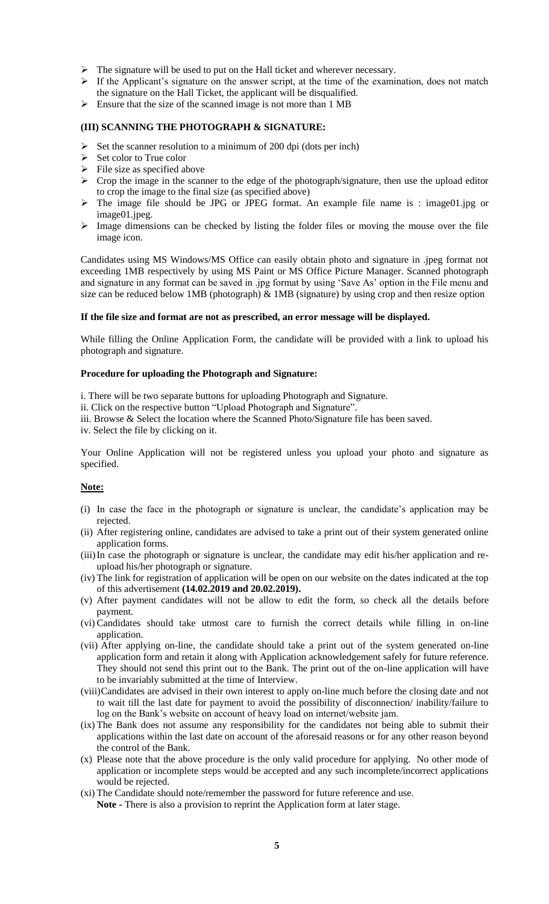- The signature will be used to put on the Hall ticket and wherever necessary.
- If the Applicant's signature on the answer script, at the time of the examination, does not match the signature on the Hall Ticket, the applicant will be disqualified.
- Ensure that the size of the scanned image is not more than 1 MB

**(III) SCANNING THE PHOTOGRAPH & SIGNATURE:**

- Set the scanner resolution to a minimum of 200 dpi (dots per inch)
- Set color to True color
- File size as specified above
- Crop the image in the scanner to the edge of the photograph/signature, then use the upload editor to crop the image to the final size (as specified above)
- The image file should be JPG or JPEG format. An example file name is : image01.jpg or image01.jpeg.
- Image dimensions can be checked by listing the folder files or moving the mouse over the file image icon.

Candidates using MS Windows/MS Office can easily obtain photo and signature in .jpeg format not exceeding 1MB respectively by using MS Paint or MS Office Picture Manager. Scanned photograph and signature in any format can be saved in .jpg format by using 'Save As' option in the File menu and size can be reduced below 1MB (photograph) & 1MB (signature) by using crop and then resize option

**If the file size and format are not as prescribed, an error message will be displayed.**

While filling the Online Application Form, the candidate will be provided with a link to upload his photograph and signature.

**Procedure for uploading the Photograph and Signature:**

i. There will be two separate buttons for uploading Photograph and Signature.
ii. Click on the respective button "Upload Photograph and Signature".
iii. Browse & Select the location where the Scanned Photo/Signature file has been saved.
iv. Select the file by clicking on it.

Your Online Application will not be registered unless you upload your photo and signature as specified.

**Note:**

(i) In case the face in the photograph or signature is unclear, the candidate's application may be rejected.
(ii) After registering online, candidates are advised to take a print out of their system generated online application forms.
(iii) In case the photograph or signature is unclear, the candidate may edit his/her application and re-upload his/her photograph or signature.
(iv) The link for registration of application will be open on our website on the dates indicated at the top of this advertisement **(14.02.2019 and 20.02.2019).**
(v) After payment candidates will not be allow to edit the form, so check all the details before payment.
(vi) Candidates should take utmost care to furnish the correct details while filling in on-line application.
(vii) After applying on-line, the candidate should take a print out of the system generated on-line application form and retain it along with Application acknowledgement safely for future reference. They should not send this print out to the Bank. The print out of the on-line application will have to be invariably submitted at the time of Interview.
(viii) Candidates are advised in their own interest to apply on-line much before the closing date and not to wait till the last date for payment to avoid the possibility of disconnection/ inability/failure to log on the Bank's website on account of heavy load on internet/website jam.
(ix) The Bank does not assume any responsibility for the candidates not being able to submit their applications within the last date on account of the aforesaid reasons or for any other reason beyond the control of the Bank.
(x) Please note that the above procedure is the only valid procedure for applying. No other mode of application or incomplete steps would be accepted and any such incomplete/incorrect applications would be rejected.
(xi) The Candidate should note/remember the password for future reference and use.
**Note -** There is also a provision to reprint the Application form at later stage.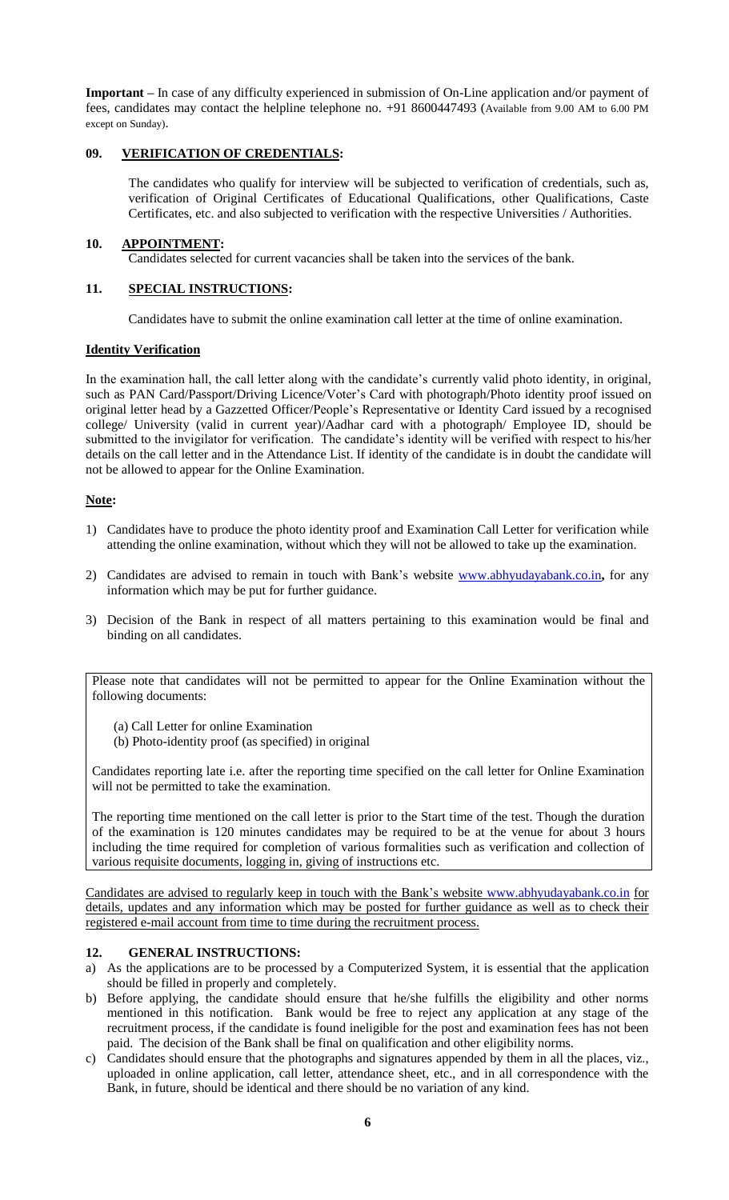**Important –** In case of any difficulty experienced in submission of On-Line application and/or payment of fees, candidates may contact the helpline telephone no. +91 8600447493 (Available from 9.00 AM to 6.00 PM except on Sunday).

## 09. VERIFICATION OF CREDENTIALS:

The candidates who qualify for interview will be subjected to verification of credentials, such as, verification of Original Certificates of Educational Qualifications, other Qualifications, Caste Certificates, etc. and also subjected to verification with the respective Universities / Authorities.

## 10. APPOINTMENT:

Candidates selected for current vacancies shall be taken into the services of the bank.

## 11. SPECIAL INSTRUCTIONS:

Candidates have to submit the online examination call letter at the time of online examination.

**Identity Verification**

In the examination hall, the call letter along with the candidate's currently valid photo identity, in original, such as PAN Card/Passport/Driving Licence/Voter's Card with photograph/Photo identity proof issued on original letter head by a Gazzetted Officer/People's Representative or Identity Card issued by a recognised college/ University (valid in current year)/Aadhar card with a photograph/ Employee ID, should be submitted to the invigilator for verification. The candidate's identity will be verified with respect to his/her details on the call letter and in the Attendance List. If identity of the candidate is in doubt the candidate will not be allowed to appear for the Online Examination.

**Note:**

1) Candidates have to produce the photo identity proof and Examination Call Letter for verification while attending the online examination, without which they will not be allowed to take up the examination.
2) Candidates are advised to remain in touch with Bank's website www.abhyudayabank.co.in**,** for any information which may be put for further guidance.
3) Decision of the Bank in respect of all matters pertaining to this examination would be final and binding on all candidates.

Please note that candidates will not be permitted to appear for the Online Examination without the following documents:

(a) Call Letter for online Examination
(b) Photo-identity proof (as specified) in original

Candidates reporting late i.e. after the reporting time specified on the call letter for Online Examination will not be permitted to take the examination.

The reporting time mentioned on the call letter is prior to the Start time of the test. Though the duration of the examination is 120 minutes candidates may be required to be at the venue for about 3 hours including the time required for completion of various formalities such as verification and collection of various requisite documents, logging in, giving of instructions etc.

Candidates are advised to regularly keep in touch with the Bank's website www.abhyudayabank.co.in for details, updates and any information which may be posted for further guidance as well as to check their registered e-mail account from time to time during the recruitment process.

## 12. GENERAL INSTRUCTIONS:

a) As the applications are to be processed by a Computerized System, it is essential that the application should be filled in properly and completely.
b) Before applying, the candidate should ensure that he/she fulfills the eligibility and other norms mentioned in this notification. Bank would be free to reject any application at any stage of the recruitment process, if the candidate is found ineligible for the post and examination fees has not been paid. The decision of the Bank shall be final on qualification and other eligibility norms.
c) Candidates should ensure that the photographs and signatures appended by them in all the places, viz., uploaded in online application, call letter, attendance sheet, etc., and in all correspondence with the Bank, in future, should be identical and there should be no variation of any kind.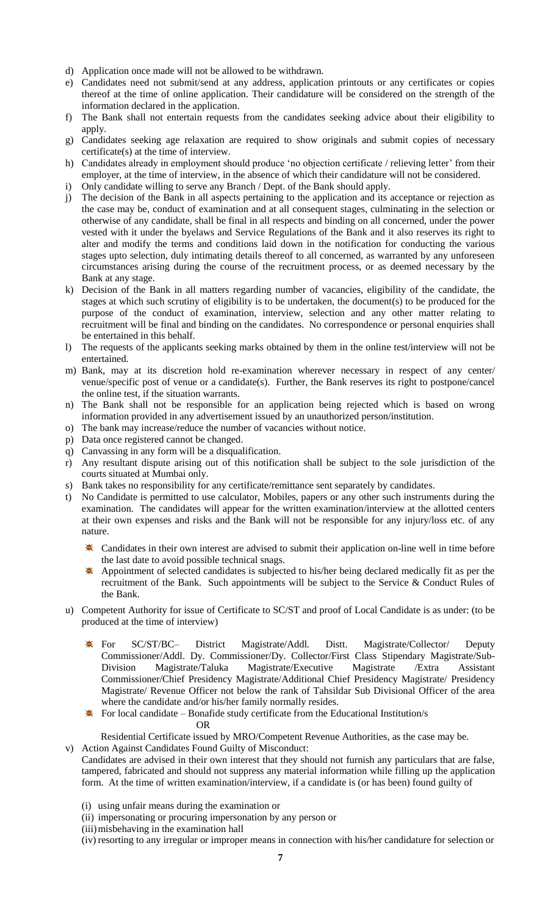d) Application once made will not be allowed to be withdrawn.
e) Candidates need not submit/send at any address, application printouts or any certificates or copies thereof at the time of online application. Their candidature will be considered on the strength of the information declared in the application.
f) The Bank shall not entertain requests from the candidates seeking advice about their eligibility to apply.
g) Candidates seeking age relaxation are required to show originals and submit copies of necessary certificate(s) at the time of interview.
h) Candidates already in employment should produce 'no objection certificate / relieving letter' from their employer, at the time of interview, in the absence of which their candidature will not be considered.
i) Only candidate willing to serve any Branch / Dept. of the Bank should apply.
j) The decision of the Bank in all aspects pertaining to the application and its acceptance or rejection as the case may be, conduct of examination and at all consequent stages, culminating in the selection or otherwise of any candidate, shall be final in all respects and binding on all concerned, under the power vested with it under the byelaws and Service Regulations of the Bank and it also reserves its right to alter and modify the terms and conditions laid down in the notification for conducting the various stages upto selection, duly intimating details thereof to all concerned, as warranted by any unforeseen circumstances arising during the course of the recruitment process, or as deemed necessary by the Bank at any stage.
k) Decision of the Bank in all matters regarding number of vacancies, eligibility of the candidate, the stages at which such scrutiny of eligibility is to be undertaken, the document(s) to be produced for the purpose of the conduct of examination, interview, selection and any other matter relating to recruitment will be final and binding on the candidates. No correspondence or personal enquiries shall be entertained in this behalf.
l) The requests of the applicants seeking marks obtained by them in the online test/interview will not be entertained.
m) Bank, may at its discretion hold re-examination wherever necessary in respect of any center/ venue/specific post of venue or a candidate(s). Further, the Bank reserves its right to postpone/cancel the online test, if the situation warrants.
n) The Bank shall not be responsible for an application being rejected which is based on wrong information provided in any advertisement issued by an unauthorized person/institution.
o) The bank may increase/reduce the number of vacancies without notice.
p) Data once registered cannot be changed.
q) Canvassing in any form will be a disqualification.
r) Any resultant dispute arising out of this notification shall be subject to the sole jurisdiction of the courts situated at Mumbai only.
s) Bank takes no responsibility for any certificate/remittance sent separately by candidates.
t) No Candidate is permitted to use calculator, Mobiles, papers or any other such instruments during the examination. The candidates will appear for the written examination/interview at the allotted centers at their own expenses and risks and the Bank will not be responsible for any injury/loss etc. of any nature.
   - Candidates in their own interest are advised to submit their application on-line well in time before the last date to avoid possible technical snags.
   - Appointment of selected candidates is subjected to his/her being declared medically fit as per the recruitment of the Bank. Such appointments will be subject to the Service & Conduct Rules of the Bank.
u) Competent Authority for issue of Certificate to SC/ST and proof of Local Candidate is as under: (to be produced at the time of interview)
   - For SC/ST/BC– District Magistrate/Addl. Distt. Magistrate/Collector/ Deputy Commissioner/Addl. Dy. Commissioner/Dy. Collector/First Class Stipendary Magistrate/Sub-Division Magistrate/Taluka Magistrate/Executive Magistrate /Extra Assistant Commissioner/Chief Presidency Magistrate/Additional Chief Presidency Magistrate/ Presidency Magistrate/ Revenue Officer not below the rank of Tahsildar Sub Divisional Officer of the area where the candidate and/or his/her family normally resides.
   - For local candidate – Bonafide study certificate from the Educational Institution/s

     OR

     Residential Certificate issued by MRO/Competent Revenue Authorities, as the case may be.
v) Action Against Candidates Found Guilty of Misconduct:

   Candidates are advised in their own interest that they should not furnish any particulars that are false, tampered, fabricated and should not suppress any material information while filling up the application form. At the time of written examination/interview, if a candidate is (or has been) found guilty of

   (i) using unfair means during the examination or
   (ii) impersonating or procuring impersonation by any person or
   (iii) misbehaving in the examination hall
   (iv) resorting to any irregular or improper means in connection with his/her candidature for selection or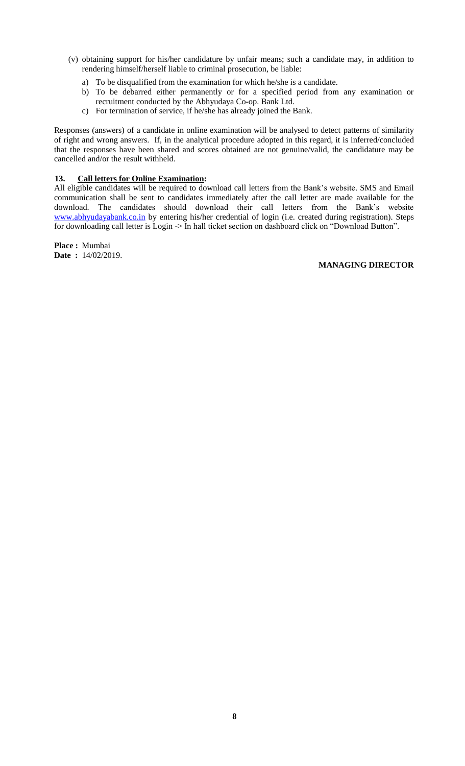(v) obtaining support for his/her candidature by unfair means; such a candidate may, in addition to rendering himself/herself liable to criminal prosecution, be liable:

a) To be disqualified from the examination for which he/she is a candidate.
b) To be debarred either permanently or for a specified period from any examination or recruitment conducted by the Abhyudaya Co-op. Bank Ltd.
c) For termination of service, if he/she has already joined the Bank.

Responses (answers) of a candidate in online examination will be analysed to detect patterns of similarity of right and wrong answers. If, in the analytical procedure adopted in this regard, it is inferred/concluded that the responses have been shared and scores obtained are not genuine/valid, the candidature may be cancelled and/or the result withheld.

**13. Call letters for Online Examination:**

All eligible candidates will be required to download call letters from the Bank's website. SMS and Email communication shall be sent to candidates immediately after the call letter are made available for the download. The candidates should download their call letters from the Bank's website www.abhyudayabank.co.in by entering his/her credential of login (i.e. created during registration). Steps for downloading call letter is Login -> In hall ticket section on dashboard click on "Download Button".

**Place :** Mumbai
**Date :** 14/02/2019.

**MANAGING DIRECTOR**